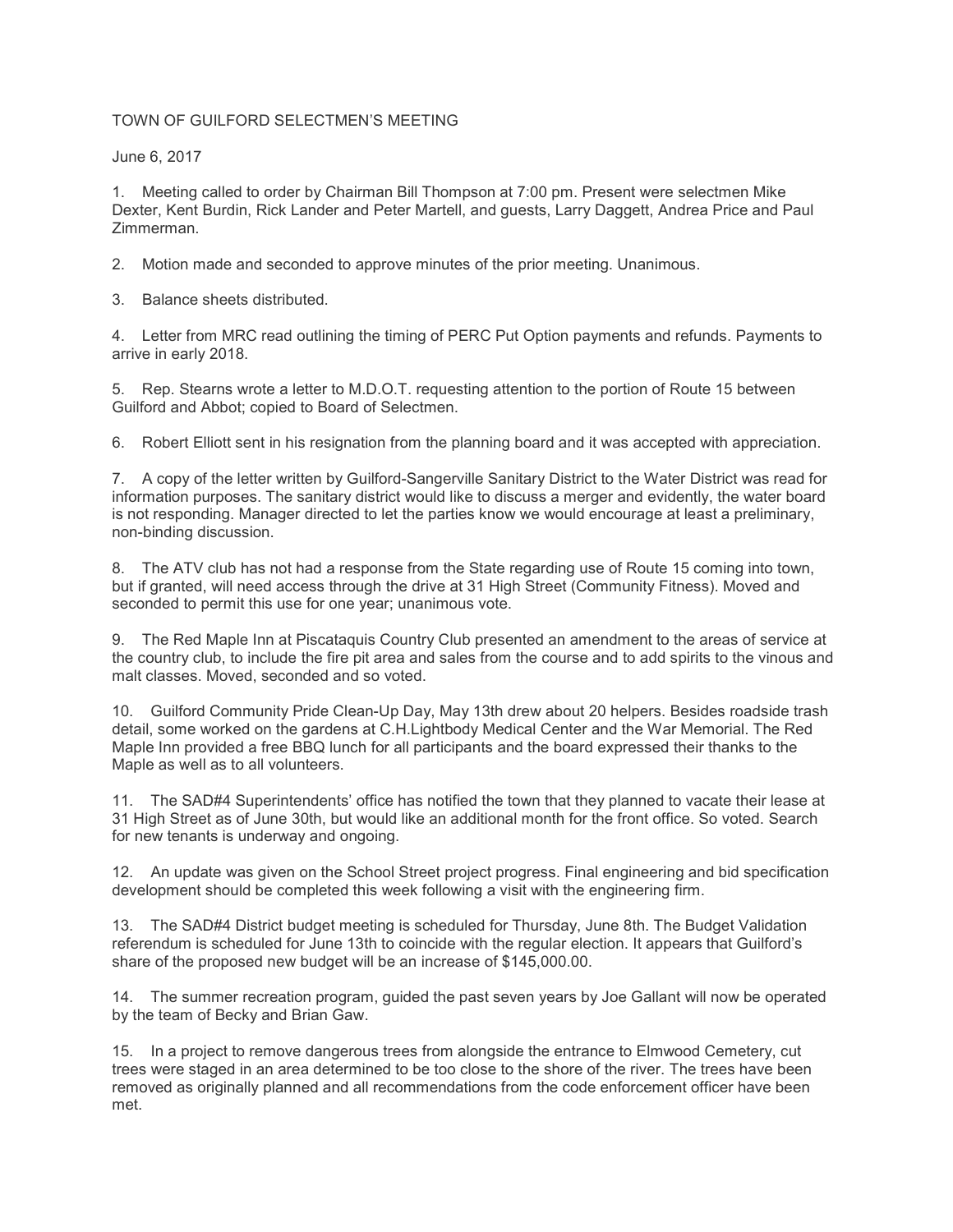TOWN OF GUILFORD SELECTMEN'S MEETING

June 6, 2017

1. Meeting called to order by Chairman Bill Thompson at 7:00 pm. Present were selectmen Mike Dexter, Kent Burdin, Rick Lander and Peter Martell, and guests, Larry Daggett, Andrea Price and Paul Zimmerman.

2. Motion made and seconded to approve minutes of the prior meeting. Unanimous.

3. Balance sheets distributed.

4. Letter from MRC read outlining the timing of PERC Put Option payments and refunds. Payments to arrive in early 2018.

5. Rep. Stearns wrote a letter to M.D.O.T. requesting attention to the portion of Route 15 between Guilford and Abbot; copied to Board of Selectmen.

6. Robert Elliott sent in his resignation from the planning board and it was accepted with appreciation.

7. A copy of the letter written by Guilford-Sangerville Sanitary District to the Water District was read for information purposes. The sanitary district would like to discuss a merger and evidently, the water board is not responding. Manager directed to let the parties know we would encourage at least a preliminary, non-binding discussion.

8. The ATV club has not had a response from the State regarding use of Route 15 coming into town, but if granted, will need access through the drive at 31 High Street (Community Fitness). Moved and seconded to permit this use for one year; unanimous vote.

9. The Red Maple Inn at Piscataquis Country Club presented an amendment to the areas of service at the country club, to include the fire pit area and sales from the course and to add spirits to the vinous and malt classes. Moved, seconded and so voted.

10. Guilford Community Pride Clean-Up Day, May 13th drew about 20 helpers. Besides roadside trash detail, some worked on the gardens at C.H.Lightbody Medical Center and the War Memorial. The Red Maple Inn provided a free BBQ lunch for all participants and the board expressed their thanks to the Maple as well as to all volunteers.

11. The SAD#4 Superintendents' office has notified the town that they planned to vacate their lease at 31 High Street as of June 30th, but would like an additional month for the front office. So voted. Search for new tenants is underway and ongoing.

12. An update was given on the School Street project progress. Final engineering and bid specification development should be completed this week following a visit with the engineering firm.

13. The SAD#4 District budget meeting is scheduled for Thursday, June 8th. The Budget Validation referendum is scheduled for June 13th to coincide with the regular election. It appears that Guilford's share of the proposed new budget will be an increase of $145,000.00.

14. The summer recreation program, guided the past seven years by Joe Gallant will now be operated by the team of Becky and Brian Gaw.

15. In a project to remove dangerous trees from alongside the entrance to Elmwood Cemetery, cut trees were staged in an area determined to be too close to the shore of the river. The trees have been removed as originally planned and all recommendations from the code enforcement officer have been met.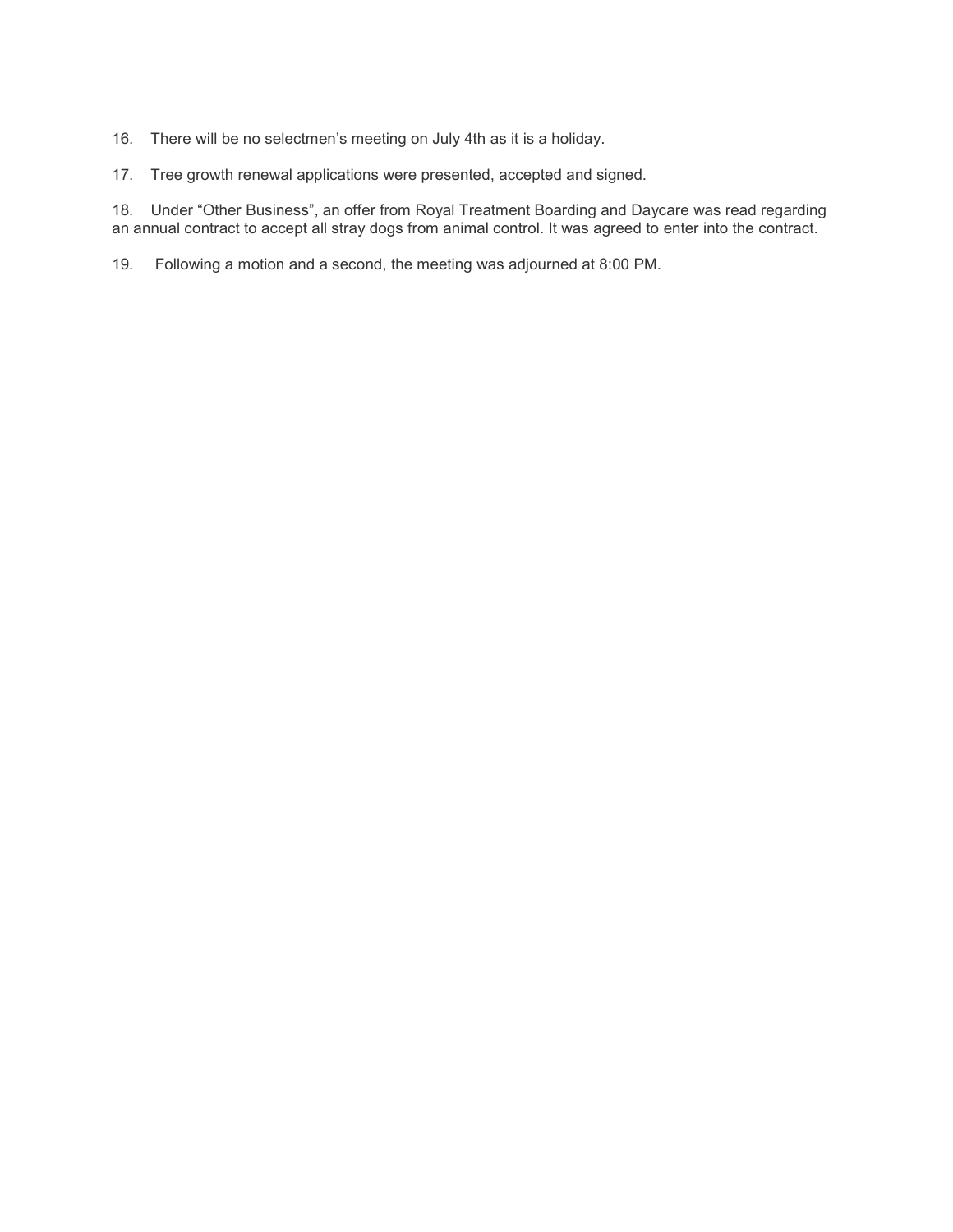16. There will be no selectmen's meeting on July 4th as it is a holiday.

17. Tree growth renewal applications were presented, accepted and signed.

18. Under "Other Business", an offer from Royal Treatment Boarding and Daycare was read regarding an annual contract to accept all stray dogs from animal control. It was agreed to enter into the contract.

19. Following a motion and a second, the meeting was adjourned at 8:00 PM.